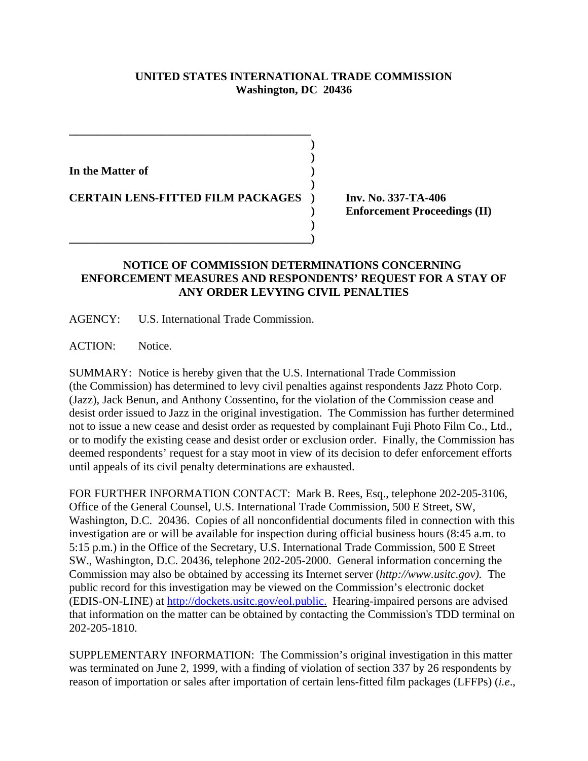**UNITED STATES INTERNATIONAL TRADE COMMISSION**
**Washington, DC 20436**

| | | |
|---|---|---|
| **In the Matter of** | ) | |
| **CERTAIN LENS-FITTED FILM PACKAGES** | ) | **Inv. No. 337-TA-406** |
| | ) | **Enforcement Proceedings (II)** |

## NOTICE OF COMMISSION DETERMINATIONS CONCERNING ENFORCEMENT MEASURES AND RESPONDENTS' REQUEST FOR A STAY OF ANY ORDER LEVYING CIVIL PENALTIES

AGENCY: U.S. International Trade Commission.

ACTION: Notice.

SUMMARY: Notice is hereby given that the U.S. International Trade Commission (the Commission) has determined to levy civil penalties against respondents Jazz Photo Corp. (Jazz), Jack Benun, and Anthony Cossentino, for the violation of the Commission cease and desist order issued to Jazz in the original investigation. The Commission has further determined not to issue a new cease and desist order as requested by complainant Fuji Photo Film Co., Ltd., or to modify the existing cease and desist order or exclusion order. Finally, the Commission has deemed respondents' request for a stay moot in view of its decision to defer enforcement efforts until appeals of its civil penalty determinations are exhausted.

FOR FURTHER INFORMATION CONTACT: Mark B. Rees, Esq., telephone 202-205-3106, Office of the General Counsel, U.S. International Trade Commission, 500 E Street, SW, Washington, D.C. 20436. Copies of all nonconfidential documents filed in connection with this investigation are or will be available for inspection during official business hours (8:45 a.m. to 5:15 p.m.) in the Office of the Secretary, U.S. International Trade Commission, 500 E Street SW., Washington, D.C. 20436, telephone 202-205-2000. General information concerning the Commission may also be obtained by accessing its Internet server (*http://www.usitc.gov).* The public record for this investigation may be viewed on the Commission's electronic docket (EDIS-ON-LINE) at http://dockets.usitc.gov/eol.public. Hearing-impaired persons are advised that information on the matter can be obtained by contacting the Commission's TDD terminal on 202-205-1810.

SUPPLEMENTARY INFORMATION: The Commission's original investigation in this matter was terminated on June 2, 1999, with a finding of violation of section 337 by 26 respondents by reason of importation or sales after importation of certain lens-fitted film packages (LFFPs) (*i.e.*,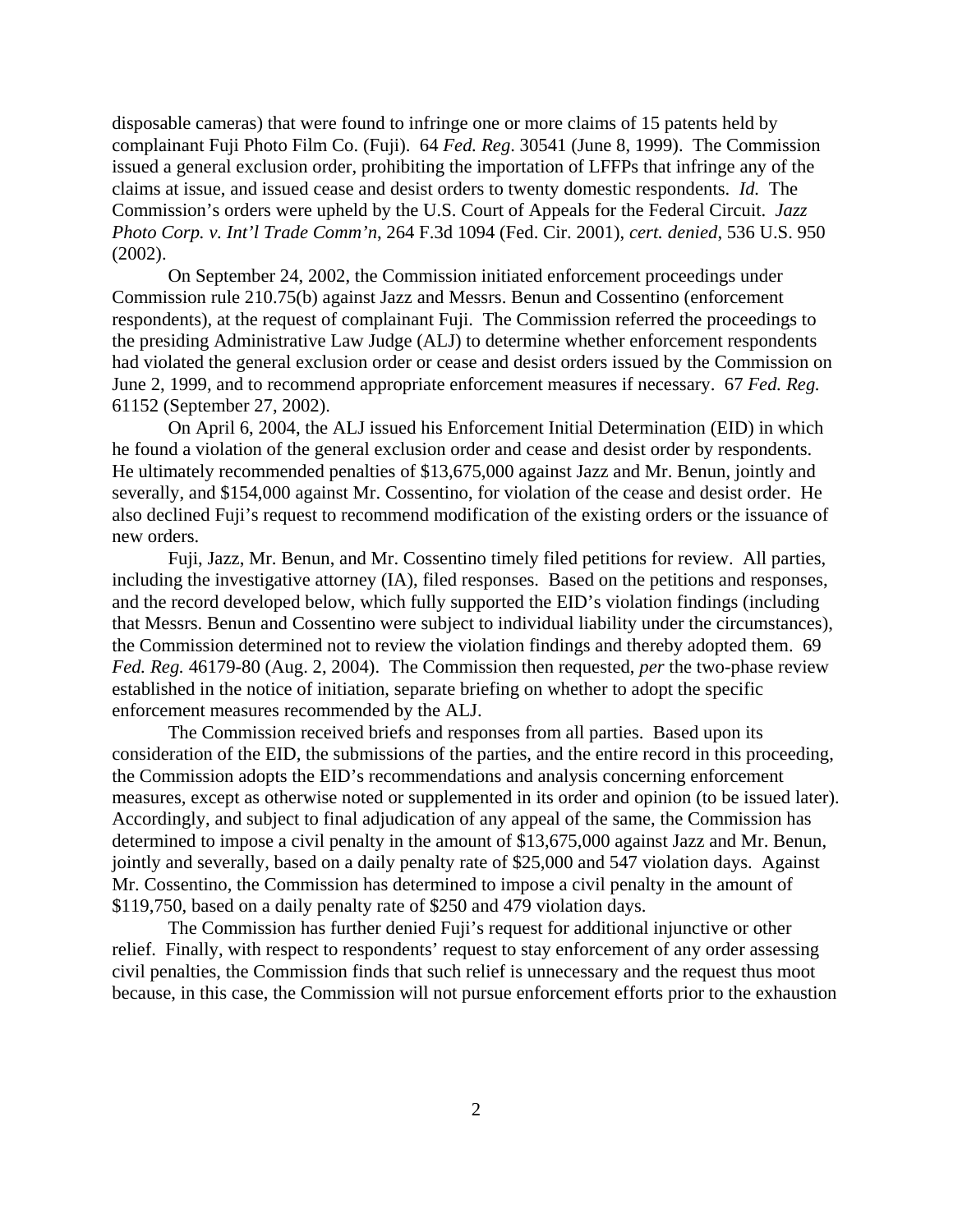disposable cameras) that were found to infringe one or more claims of 15 patents held by complainant Fuji Photo Film Co. (Fuji). 64 *Fed. Reg*. 30541 (June 8, 1999). The Commission issued a general exclusion order, prohibiting the importation of LFFPs that infringe any of the claims at issue, and issued cease and desist orders to twenty domestic respondents. *Id.* The Commission's orders were upheld by the U.S. Court of Appeals for the Federal Circuit. *Jazz Photo Corp. v. Int'l Trade Comm'n*, 264 F.3d 1094 (Fed. Cir. 2001), *cert. denied*, 536 U.S. 950 (2002).

On September 24, 2002, the Commission initiated enforcement proceedings under Commission rule 210.75(b) against Jazz and Messrs. Benun and Cossentino (enforcement respondents), at the request of complainant Fuji. The Commission referred the proceedings to the presiding Administrative Law Judge (ALJ) to determine whether enforcement respondents had violated the general exclusion order or cease and desist orders issued by the Commission on June 2, 1999, and to recommend appropriate enforcement measures if necessary. 67 *Fed. Reg.* 61152 (September 27, 2002).

On April 6, 2004, the ALJ issued his Enforcement Initial Determination (EID) in which he found a violation of the general exclusion order and cease and desist order by respondents. He ultimately recommended penalties of $13,675,000 against Jazz and Mr. Benun, jointly and severally, and $154,000 against Mr. Cossentino, for violation of the cease and desist order. He also declined Fuji's request to recommend modification of the existing orders or the issuance of new orders.

Fuji, Jazz, Mr. Benun, and Mr. Cossentino timely filed petitions for review. All parties, including the investigative attorney (IA), filed responses. Based on the petitions and responses, and the record developed below, which fully supported the EID's violation findings (including that Messrs. Benun and Cossentino were subject to individual liability under the circumstances), the Commission determined not to review the violation findings and thereby adopted them. 69 *Fed. Reg.* 46179-80 (Aug. 2, 2004). The Commission then requested, *per* the two-phase review established in the notice of initiation, separate briefing on whether to adopt the specific enforcement measures recommended by the ALJ.

The Commission received briefs and responses from all parties. Based upon its consideration of the EID, the submissions of the parties, and the entire record in this proceeding, the Commission adopts the EID's recommendations and analysis concerning enforcement measures, except as otherwise noted or supplemented in its order and opinion (to be issued later). Accordingly, and subject to final adjudication of any appeal of the same, the Commission has determined to impose a civil penalty in the amount of $13,675,000 against Jazz and Mr. Benun, jointly and severally, based on a daily penalty rate of $25,000 and 547 violation days. Against Mr. Cossentino, the Commission has determined to impose a civil penalty in the amount of $119,750, based on a daily penalty rate of $250 and 479 violation days.

The Commission has further denied Fuji's request for additional injunctive or other relief. Finally, with respect to respondents' request to stay enforcement of any order assessing civil penalties, the Commission finds that such relief is unnecessary and the request thus moot because, in this case, the Commission will not pursue enforcement efforts prior to the exhaustion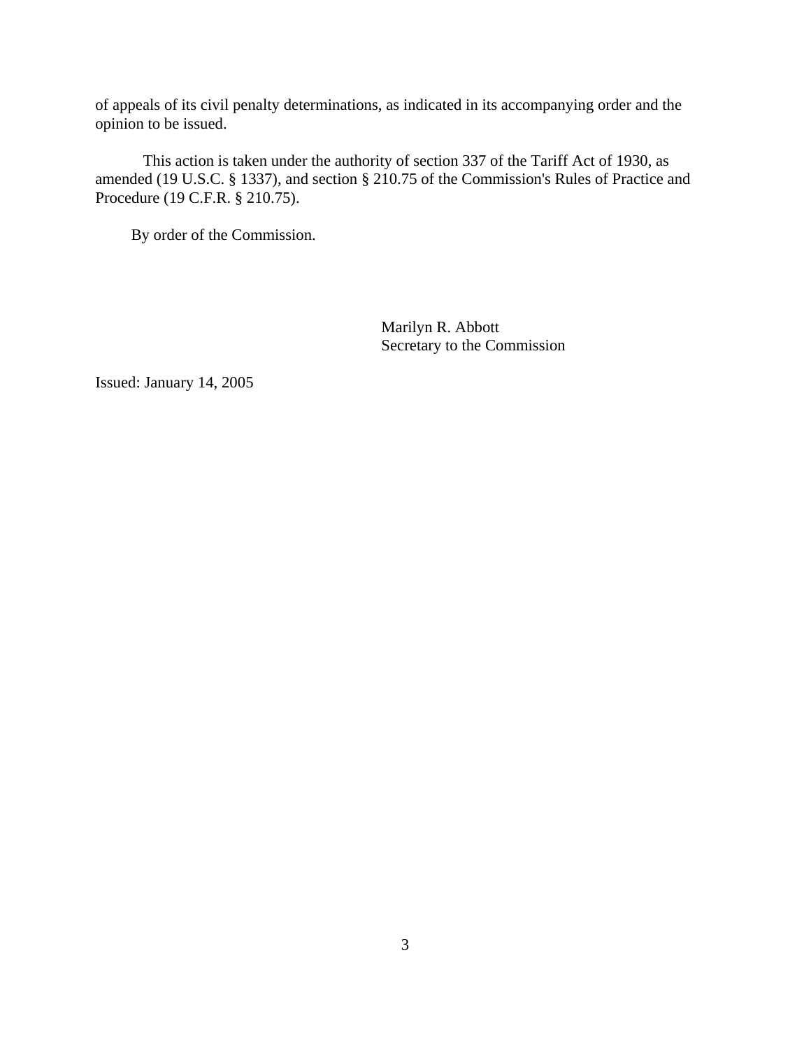of appeals of its civil penalty determinations, as indicated in its accompanying order and the opinion to be issued.

This action is taken under the authority of section 337 of the Tariff Act of 1930, as amended (19 U.S.C. § 1337), and section § 210.75 of the Commission's Rules of Practice and Procedure (19 C.F.R. § 210.75).

By order of the Commission.

Marilyn R. Abbott
Secretary to the Commission

Issued: January 14, 2005